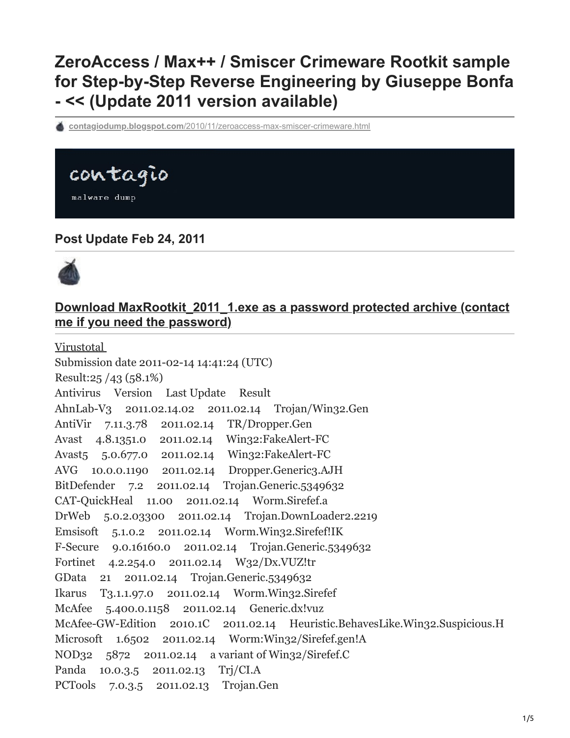# ZeroAccess / Max++ / Smiscer Crimeware Rootkit sample for Step-by-Step Reverse Engineering by Giuseppe Bonfa - << (Update 2011 version available)

contagiodump.blogspot.com/2010/11/zeroaccess-max-smiscer-crimeware.html

contagio

malware dump

### Post Update Feb 24, 2011

### Download MaxRootkit_2011_1.exe as a password protected archive (contact me if you need the password)

Virustotal

Submission date 2011-02-14 14:41:24 (UTC)

Result:25 /43 (58.1%)

| Antivirus | Version | Last Update | Result |
| --- | --- | --- | --- |
| AhnLab-V3 | 2011.02.14.02 | 2011.02.14 | Trojan/Win32.Gen |
| AntiVir | 7.11.3.78 | 2011.02.14 | TR/Dropper.Gen |
| Avast | 4.8.1351.0 | 2011.02.14 | Win32:FakeAlert-FC |
| Avast5 | 5.0.677.0 | 2011.02.14 | Win32:FakeAlert-FC |
| AVG | 10.0.0.1190 | 2011.02.14 | Dropper.Generic3.AJH |
| BitDefender | 7.2 | 2011.02.14 | Trojan.Generic.5349632 |
| CAT-QuickHeal | 11.00 | 2011.02.14 | Worm.Sirefef.a |
| DrWeb | 5.0.2.03300 | 2011.02.14 | Trojan.DownLoader2.2219 |
| Emsisoft | 5.1.0.2 | 2011.02.14 | Worm.Win32.Sirefef!IK |
| F-Secure | 9.0.16160.0 | 2011.02.14 | Trojan.Generic.5349632 |
| Fortinet | 4.2.254.0 | 2011.02.14 | W32/Dx.VUZ!tr |
| GData | 21 | 2011.02.14 | Trojan.Generic.5349632 |
| Ikarus | T3.1.1.97.0 | 2011.02.14 | Worm.Win32.Sirefef |
| McAfee | 5.400.0.1158 | 2011.02.14 | Generic.dx!vuz |
| McAfee-GW-Edition | 2010.1C | 2011.02.14 | Heuristic.BehavesLike.Win32.Suspicious.H |
| Microsoft | 1.6502 | 2011.02.14 | Worm:Win32/Sirefef.gen!A |
| NOD32 | 5872 | 2011.02.14 | a variant of Win32/Sirefef.C |
| Panda | 10.0.3.5 | 2011.02.13 | Trj/CI.A |
| PCTools | 7.0.3.5 | 2011.02.13 | Trojan.Gen |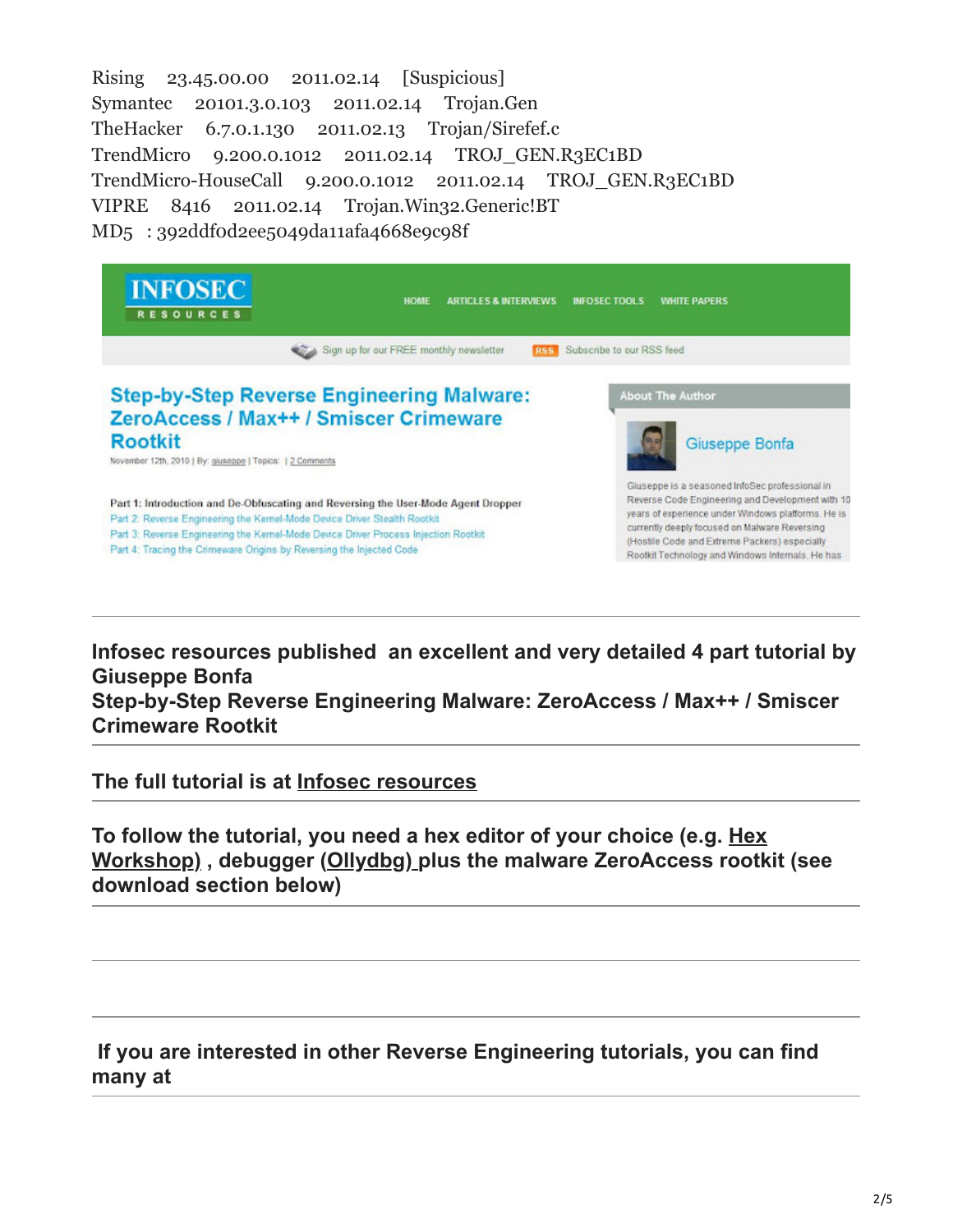Rising 23.45.00.00 2011.02.14 [Suspicious]
Symantec 20101.3.0.103 2011.02.14 Trojan.Gen
TheHacker 6.7.0.1.130 2011.02.13 Trojan/Sirefef.c
TrendMicro 9.200.0.1012 2011.02.14 TROJ_GEN.R3EC1BD
TrendMicro-HouseCall 9.200.0.1012 2011.02.14 TROJ_GEN.R3EC1BD
VIPRE 8416 2011.02.14 Trojan.Win32.Generic!BT
MD5 : 392ddf0d2ee5049da11afa4668e9c98f

INFOSEC RESOURCES

HOME ARTICLES & INTERVIEWS INFOSEC TOOLS WHITE PAPERS

Sign up for our FREE monthly newsletter RSS Subscribe to our RSS feed

**Step-by-Step Reverse Engineering Malware: ZeroAccess / Max++ / Smiscer Crimeware Rootkit**

November 12th, 2010 | By: giuseppe | Topics: | 2 Comments

Part 1: Introduction and De-Obfuscating and Reversing the User-Mode Agent Dropper
Part 2: Reverse Engineering the Kernel-Mode Device Driver Stealth Rootkit
Part 3: Reverse Engineering the Kernel-Mode Device Driver Process Injection Rootkit
Part 4: Tracing the Crimeware Origins by Reversing the Injected Code

About The Author

Giuseppe Bonfa

Giuseppe is a seasoned InfoSec professional in Reverse Code Engineering and Development with 10 years of experience under Windows platforms. He is currently deeply focused on Malware Reversing (Hostile Code and Extreme Packers) especially Rootkit Technology and Windows Internals. He has

---

**Infosec resources published an excellent and very detailed 4 part tutorial by Giuseppe Bonfa**
**Step-by-Step Reverse Engineering Malware: ZeroAccess / Max++ / Smiscer Crimeware Rootkit**

---

**The full tutorial is at Infosec resources**

---

**To follow the tutorial, you need a hex editor of your choice (e.g. Hex Workshop) , debugger (Ollydbg) plus the malware ZeroAccess rootkit (see download section below)**

---

---

**If you are interested in other Reverse Engineering tutorials, you can find many at**

---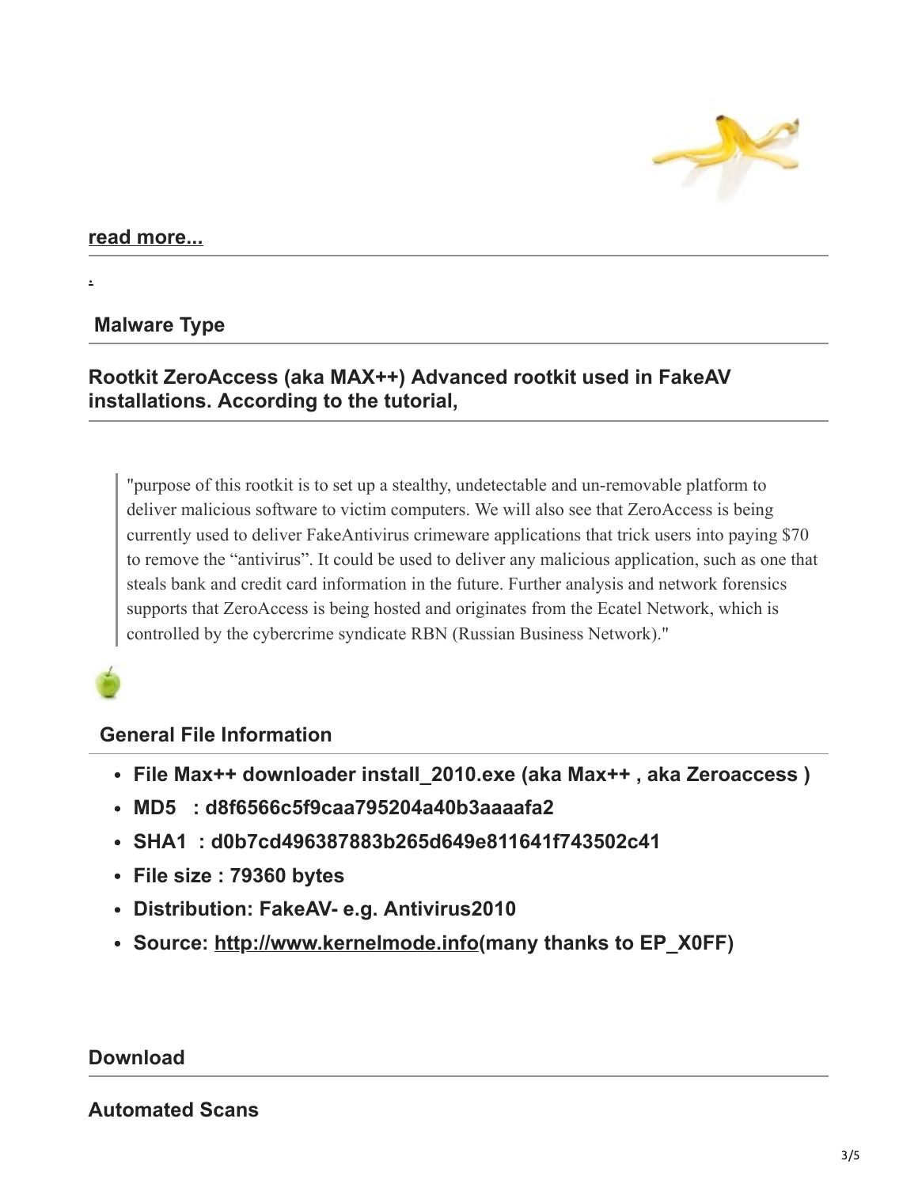**[read more...](#)**

.

### Malware Type

### Rootkit ZeroAccess (aka MAX++) Advanced rootkit used in FakeAV installations. According to the tutorial,

> "purpose of this rootkit is to set up a stealthy, undetectable and un-removable platform to deliver malicious software to victim computers. We will also see that ZeroAccess is being currently used to deliver FakeAntivirus crimeware applications that trick users into paying $70 to remove the “antivirus”. It could be used to deliver any malicious application, such as one that steals bank and credit card information in the future. Further analysis and network forensics supports that ZeroAccess is being hosted and originates from the Ecatel Network, which is controlled by the cybercrime syndicate RBN (Russian Business Network)."

### General File Information

- **File Max++ downloader install_2010.exe (aka Max++ , aka Zeroaccess )**
- **MD5 : d8f6566c5f9caa795204a40b3aaaafa2**
- **SHA1 : d0b7cd496387883b265d649e811641f743502c41**
- **File size : 79360 bytes**
- **Distribution: FakeAV- e.g. Antivirus2010**
- **Source: [http://www.kernelmode.info](http://www.kernelmode.info)(many thanks to EP_X0FF)**

### Download

### Automated Scans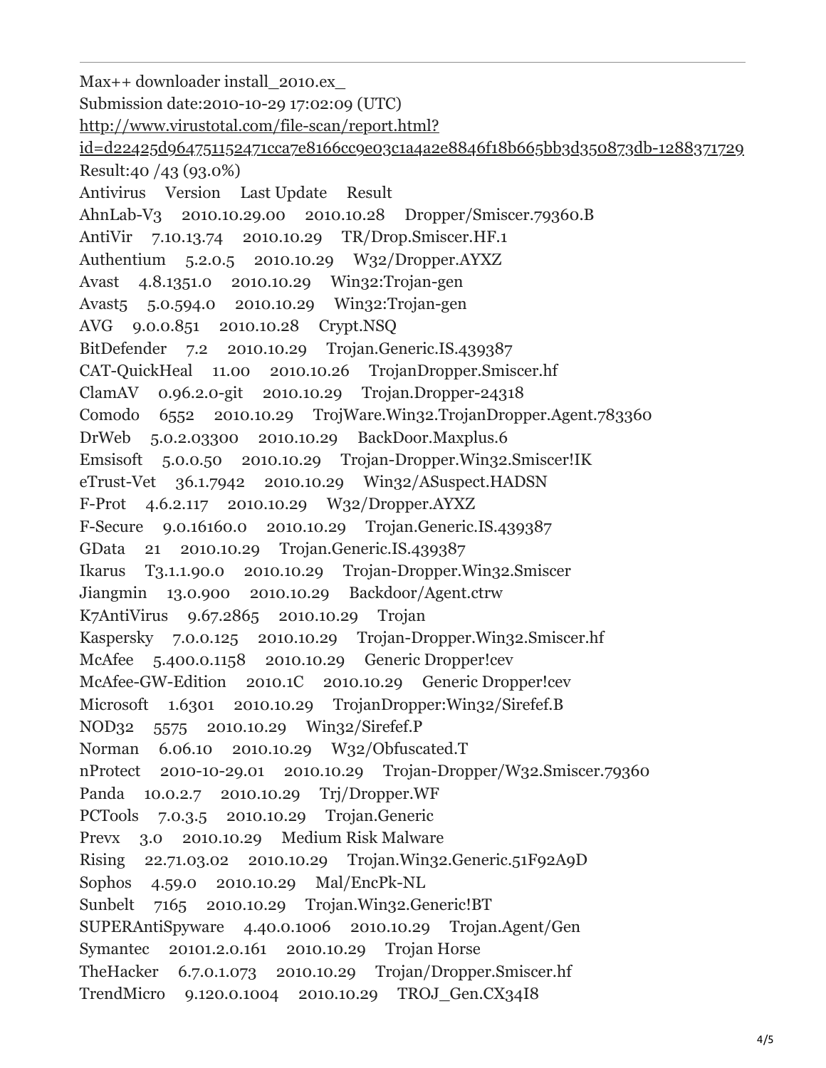Max++ downloader install_2010.ex_

Submission date:2010-10-29 17:02:09 (UTC)

http://www.virustotal.com/file-scan/report.html?id=d22425d964751152471cca7e8166cc9e03c1a4a2e8846f18b665bb3d350873db-1288371729

Result:40 /43 (93.0%)

| Antivirus | Version | Last Update | Result |
|---|---|---|---|
| AhnLab-V3 | 2010.10.29.00 | 2010.10.28 | Dropper/Smiscer.79360.B |
| AntiVir | 7.10.13.74 | 2010.10.29 | TR/Drop.Smiscer.HF.1 |
| Authentium | 5.2.0.5 | 2010.10.29 | W32/Dropper.AYXZ |
| Avast | 4.8.1351.0 | 2010.10.29 | Win32:Trojan-gen |
| Avast5 | 5.0.594.0 | 2010.10.29 | Win32:Trojan-gen |
| AVG | 9.0.0.851 | 2010.10.28 | Crypt.NSQ |
| BitDefender | 7.2 | 2010.10.29 | Trojan.Generic.IS.439387 |
| CAT-QuickHeal | 11.00 | 2010.10.26 | TrojanDropper.Smiscer.hf |
| ClamAV | 0.96.2.0-git | 2010.10.29 | Trojan.Dropper-24318 |
| Comodo | 6552 | 2010.10.29 | TrojWare.Win32.TrojanDropper.Agent.783360 |
| DrWeb | 5.0.2.03300 | 2010.10.29 | BackDoor.Maxplus.6 |
| Emsisoft | 5.0.0.50 | 2010.10.29 | Trojan-Dropper.Win32.Smiscer!IK |
| eTrust-Vet | 36.1.7942 | 2010.10.29 | Win32/ASuspect.HADSN |
| F-Prot | 4.6.2.117 | 2010.10.29 | W32/Dropper.AYXZ |
| F-Secure | 9.0.16160.0 | 2010.10.29 | Trojan.Generic.IS.439387 |
| GData | 21 | 2010.10.29 | Trojan.Generic.IS.439387 |
| Ikarus | T3.1.1.90.0 | 2010.10.29 | Trojan-Dropper.Win32.Smiscer |
| Jiangmin | 13.0.900 | 2010.10.29 | Backdoor/Agent.ctrw |
| K7AntiVirus | 9.67.2865 | 2010.10.29 | Trojan |
| Kaspersky | 7.0.0.125 | 2010.10.29 | Trojan-Dropper.Win32.Smiscer.hf |
| McAfee | 5.400.0.1158 | 2010.10.29 | Generic Dropper!cev |
| McAfee-GW-Edition | 2010.1C | 2010.10.29 | Generic Dropper!cev |
| Microsoft | 1.6301 | 2010.10.29 | TrojanDropper:Win32/Sirefef.B |
| NOD32 | 5575 | 2010.10.29 | Win32/Sirefef.P |
| Norman | 6.06.10 | 2010.10.29 | W32/Obfuscated.T |
| nProtect | 2010-10-29.01 | 2010.10.29 | Trojan-Dropper/W32.Smiscer.79360 |
| Panda | 10.0.2.7 | 2010.10.29 | Trj/Dropper.WF |
| PCTools | 7.0.3.5 | 2010.10.29 | Trojan.Generic |
| Prevx | 3.0 | 2010.10.29 | Medium Risk Malware |
| Rising | 22.71.03.02 | 2010.10.29 | Trojan.Win32.Generic.51F92A9D |
| Sophos | 4.59.0 | 2010.10.29 | Mal/EncPk-NL |
| Sunbelt | 7165 | 2010.10.29 | Trojan.Win32.Generic!BT |
| SUPERAntiSpyware | 4.40.0.1006 | 2010.10.29 | Trojan.Agent/Gen |
| Symantec | 20101.2.0.161 | 2010.10.29 | Trojan Horse |
| TheHacker | 6.7.0.1.073 | 2010.10.29 | Trojan/Dropper.Smiscer.hf |
| TrendMicro | 9.120.0.1004 | 2010.10.29 | TROJ_Gen.CX34I8 |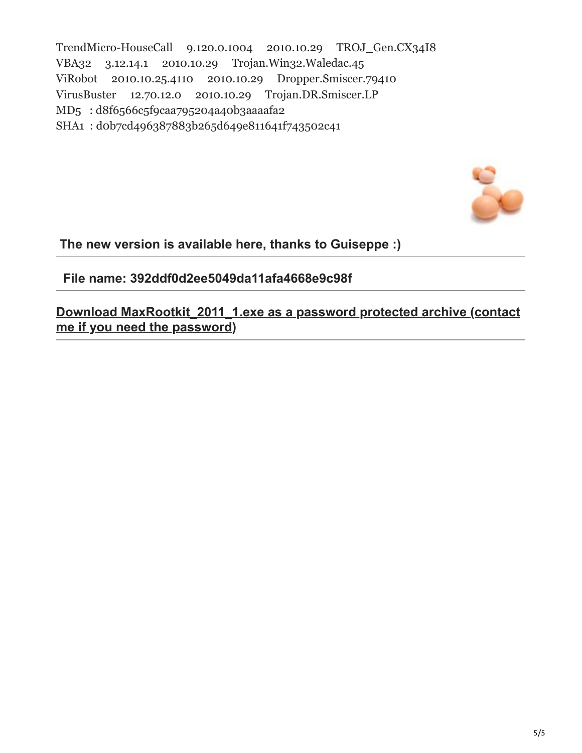TrendMicro-HouseCall 9.120.0.1004 2010.10.29 TROJ_Gen.CX34I8
VBA32 3.12.14.1 2010.10.29 Trojan.Win32.Waledac.45
ViRobot 2010.10.25.4110 2010.10.29 Dropper.Smiscer.79410
VirusBuster 12.70.12.0 2010.10.29 Trojan.DR.Smiscer.LP
MD5 : d8f6566c5f9caa795204a40b3aaaafa2
SHA1 : d0b7cd496387883b265d649e811641f743502c41

**The new version is available here, thanks to Guiseppe :)**

---

**File name: 392ddf0d2ee5049da11afa4668e9c98f**

---

**Download MaxRootkit_2011_1.exe as a password protected archive (contact me if you need the password)**

---